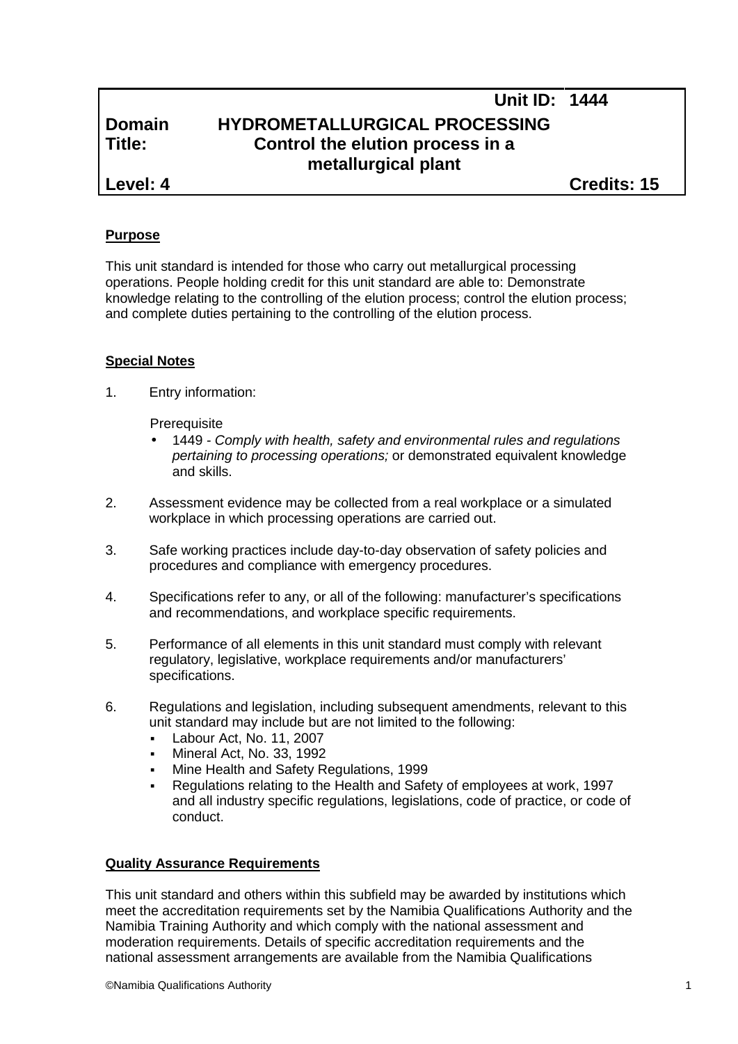| | Unit ID: | 1444 |
|---|---|---|
| **Domain** | **HYDROMETALLURGICAL PROCESSING** | |
| **Title:** | **Control the elution process in a metallurgical plant** | |
| **Level: 4** | | **Credits: 15** |

## Purpose

This unit standard is intended for those who carry out metallurgical processing operations. People holding credit for this unit standard are able to: Demonstrate knowledge relating to the controlling of the elution process; control the elution process; and complete duties pertaining to the controlling of the elution process.

## Special Notes

1. Entry information:

   Prerequisite
   - 1449 - *Comply with health, safety and environmental rules and regulations pertaining to processing operations;* or demonstrated equivalent knowledge and skills.

2. Assessment evidence may be collected from a real workplace or a simulated workplace in which processing operations are carried out.

3. Safe working practices include day-to-day observation of safety policies and procedures and compliance with emergency procedures.

4. Specifications refer to any, or all of the following: manufacturer's specifications and recommendations, and workplace specific requirements.

5. Performance of all elements in this unit standard must comply with relevant regulatory, legislative, workplace requirements and/or manufacturers' specifications.

6. Regulations and legislation, including subsequent amendments, relevant to this unit standard may include but are not limited to the following:
   - Labour Act, No. 11, 2007
   - Mineral Act, No. 33, 1992
   - Mine Health and Safety Regulations, 1999
   - Regulations relating to the Health and Safety of employees at work, 1997 and all industry specific regulations, legislations, code of practice, or code of conduct.

## Quality Assurance Requirements

This unit standard and others within this subfield may be awarded by institutions which meet the accreditation requirements set by the Namibia Qualifications Authority and the Namibia Training Authority and which comply with the national assessment and moderation requirements. Details of specific accreditation requirements and the national assessment arrangements are available from the Namibia Qualifications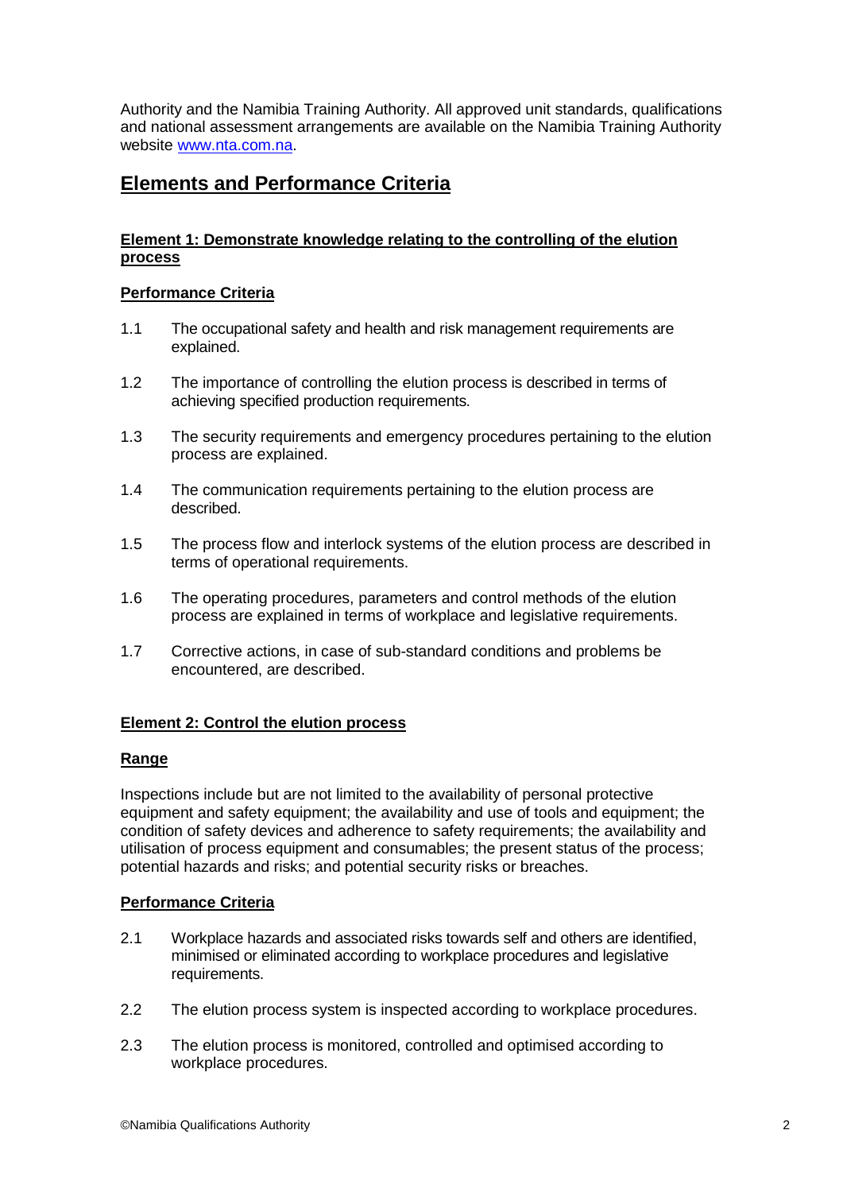Authority and the Namibia Training Authority. All approved unit standards, qualifications and national assessment arrangements are available on the Namibia Training Authority website [www.nta.com.na](http://www.nta.com.na).

## Elements and Performance Criteria

### Element 1: Demonstrate knowledge relating to the controlling of the elution process

#### Performance Criteria

1.1 The occupational safety and health and risk management requirements are explained.

1.2 The importance of controlling the elution process is described in terms of achieving specified production requirements.

1.3 The security requirements and emergency procedures pertaining to the elution process are explained.

1.4 The communication requirements pertaining to the elution process are described.

1.5 The process flow and interlock systems of the elution process are described in terms of operational requirements.

1.6 The operating procedures, parameters and control methods of the elution process are explained in terms of workplace and legislative requirements.

1.7 Corrective actions, in case of sub-standard conditions and problems be encountered, are described.

### Element 2: Control the elution process

#### Range

Inspections include but are not limited to the availability of personal protective equipment and safety equipment; the availability and use of tools and equipment; the condition of safety devices and adherence to safety requirements; the availability and utilisation of process equipment and consumables; the present status of the process; potential hazards and risks; and potential security risks or breaches.

#### Performance Criteria

2.1 Workplace hazards and associated risks towards self and others are identified, minimised or eliminated according to workplace procedures and legislative requirements.

2.2 The elution process system is inspected according to workplace procedures.

2.3 The elution process is monitored, controlled and optimised according to workplace procedures.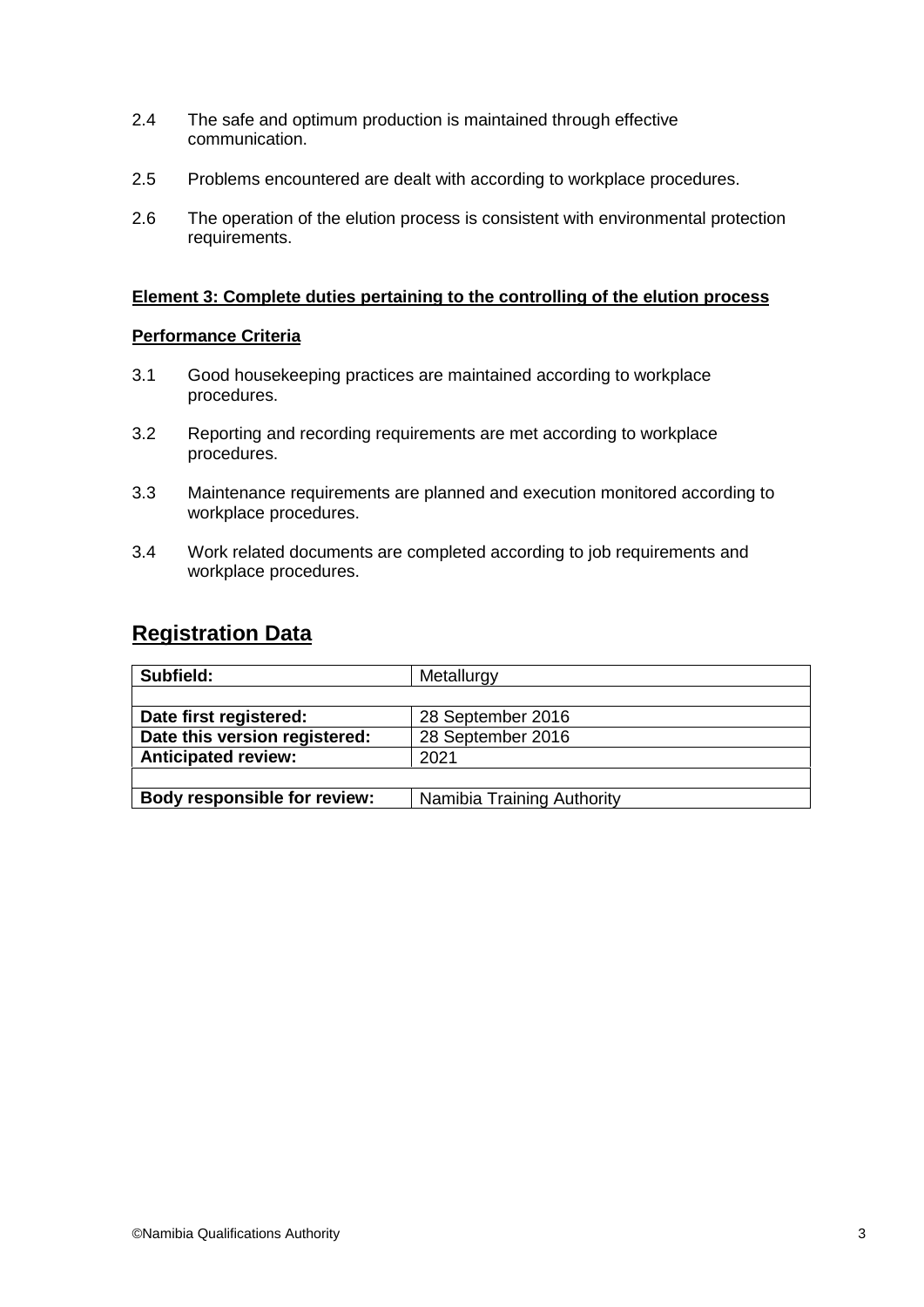2.4 The safe and optimum production is maintained through effective communication.

2.5 Problems encountered are dealt with according to workplace procedures.

2.6 The operation of the elution process is consistent with environmental protection requirements.

**Element 3: Complete duties pertaining to the controlling of the elution process**

**Performance Criteria**

3.1 Good housekeeping practices are maintained according to workplace procedures.

3.2 Reporting and recording requirements are met according to workplace procedures.

3.3 Maintenance requirements are planned and execution monitored according to workplace procedures.

3.4 Work related documents are completed according to job requirements and workplace procedures.

## Registration Data

| | |
|---|---|
| **Subfield:** | Metallurgy |
| | |
| **Date first registered:** | 28 September 2016 |
| **Date this version registered:** | 28 September 2016 |
| **Anticipated review:** | 2021 |
| | |
| **Body responsible for review:** | Namibia Training Authority |

©Namibia Qualifications Authority